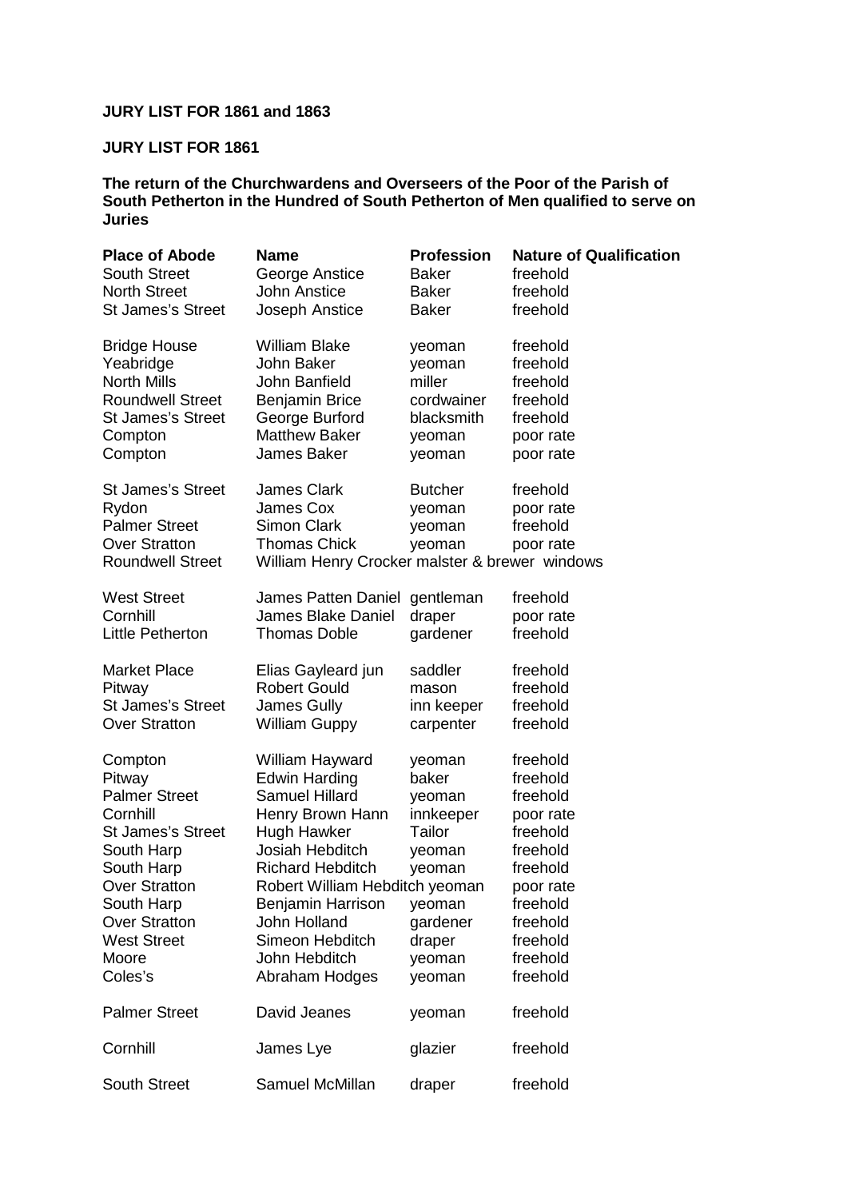**JURY LIST FOR 1861 and 1863**

**JURY LIST FOR 1861**

**The return of the Churchwardens and Overseers of the Poor of the Parish of South Petherton in the Hundred of South Petherton of Men qualified to serve on Juries**

| Place of Abode | Name | Profession | Nature of Qualification |
|---|---|---|---|
| South Street | George Anstice | Baker | freehold |
| North Street | John Anstice | Baker | freehold |
| St James's Street | Joseph Anstice | Baker | freehold |
| | | | |
| Bridge House | William Blake | yeoman | freehold |
| Yeabridge | John Baker | yeoman | freehold |
| North Mills | John Banfield | miller | freehold |
| Roundwell Street | Benjamin Brice | cordwainer | freehold |
| St James's Street | George Burford | blacksmith | freehold |
| Compton | Matthew Baker | yeoman | poor rate |
| Compton | James Baker | yeoman | poor rate |
| | | | |
| St James's Street | James Clark | Butcher | freehold |
| Rydon | James Cox | yeoman | poor rate |
| Palmer Street | Simon Clark | yeoman | freehold |
| Over Stratton | Thomas Chick | yeoman | poor rate |
| Roundwell Street | William Henry Crocker | malster & brewer | windows |
| | | | |
| West Street | James Patten Daniel | gentleman | freehold |
| Cornhill | James Blake Daniel | draper | poor rate |
| Little Petherton | Thomas Doble | gardener | freehold |
| | | | |
| Market Place | Elias Gayleard jun | saddler | freehold |
| Pitway | Robert Gould | mason | freehold |
| St James's Street | James Gully | inn keeper | freehold |
| Over Stratton | William Guppy | carpenter | freehold |
| | | | |
| Compton | William Hayward | yeoman | freehold |
| Pitway | Edwin Harding | baker | freehold |
| Palmer Street | Samuel Hillard | yeoman | freehold |
| Cornhill | Henry Brown Hann | innkeeper | poor rate |
| St James's Street | Hugh Hawker | Tailor | freehold |
| South Harp | Josiah Hebditch | yeoman | freehold |
| South Harp | Richard Hebditch | yeoman | freehold |
| Over Stratton | Robert William Hebditch | yeoman | poor rate |
| South Harp | Benjamin Harrison | yeoman | freehold |
| Over Stratton | John Holland | gardener | freehold |
| West Street | Simeon Hebditch | draper | freehold |
| Moore | John Hebditch | yeoman | freehold |
| Coles's | Abraham Hodges | yeoman | freehold |
| | | | |
| Palmer Street | David Jeanes | yeoman | freehold |
| | | | |
| Cornhill | James Lye | glazier | freehold |
| | | | |
| South Street | Samuel McMillan | draper | freehold |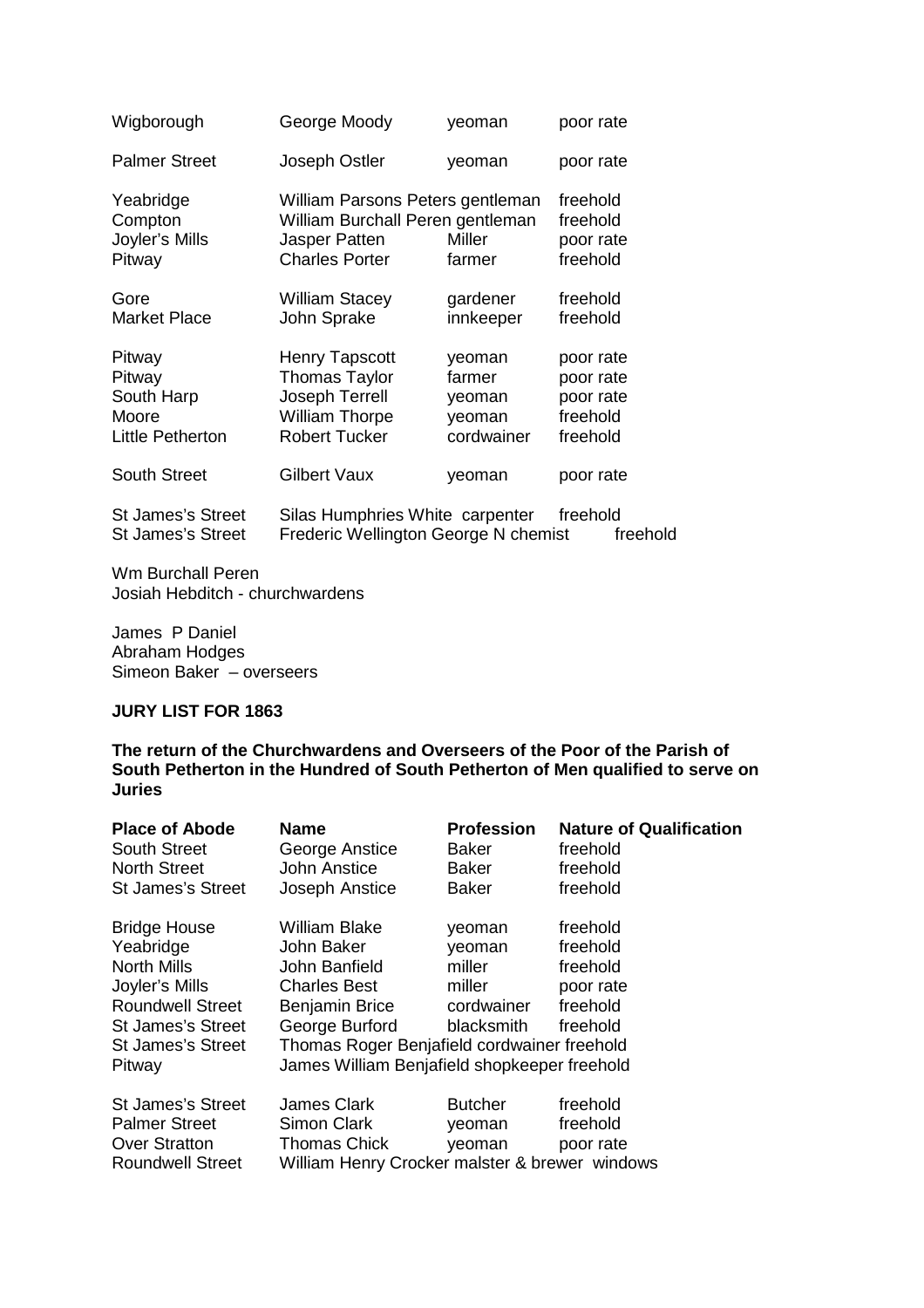| | | | |
|---|---|---|---|
| Wigborough | George Moody | yeoman | poor rate |
| Palmer Street | Joseph Ostler | yeoman | poor rate |
| Yeabridge | William Parsons Peters | gentleman | freehold |
| Compton | William Burchall Peren | gentleman | freehold |
| Joyler's Mills | Jasper Patten | Miller | poor rate |
| Pitway | Charles Porter | farmer | freehold |
| Gore | William Stacey | gardener | freehold |
| Market Place | John Sprake | innkeeper | freehold |
| Pitway | Henry Tapscott | yeoman | poor rate |
| Pitway | Thomas Taylor | farmer | poor rate |
| South Harp | Joseph Terrell | yeoman | poor rate |
| Moore | William Thorpe | yeoman | freehold |
| Little Petherton | Robert Tucker | cordwainer | freehold |
| South Street | Gilbert Vaux | yeoman | poor rate |
| St James's Street | Silas Humphries White | carpenter | freehold |
| St James's Street | Frederic Wellington George N | chemist | freehold |

Wm Burchall Peren
Josiah Hebditch - churchwardens

James P Daniel
Abraham Hodges
Simeon Baker – overseers

**JURY LIST FOR 1863**

**The return of the Churchwardens and Overseers of the Poor of the Parish of South Petherton in the Hundred of South Petherton of Men qualified to serve on Juries**

| Place of Abode | Name | Profession | Nature of Qualification |
|---|---|---|---|
| South Street | George Anstice | Baker | freehold |
| North Street | John Anstice | Baker | freehold |
| St James's Street | Joseph Anstice | Baker | freehold |
| Bridge House | William Blake | yeoman | freehold |
| Yeabridge | John Baker | yeoman | freehold |
| North Mills | John Banfield | miller | freehold |
| Joyler's Mills | Charles Best | miller | poor rate |
| Roundwell Street | Benjamin Brice | cordwainer | freehold |
| St James's Street | George Burford | blacksmith | freehold |
| St James's Street | Thomas Roger Benjafield | cordwainer | freehold |
| Pitway | James William Benjafield | shopkeeper | freehold |
| St James's Street | James Clark | Butcher | freehold |
| Palmer Street | Simon Clark | yeoman | freehold |
| Over Stratton | Thomas Chick | yeoman | poor rate |
| Roundwell Street | William Henry Crocker | malster & brewer | windows |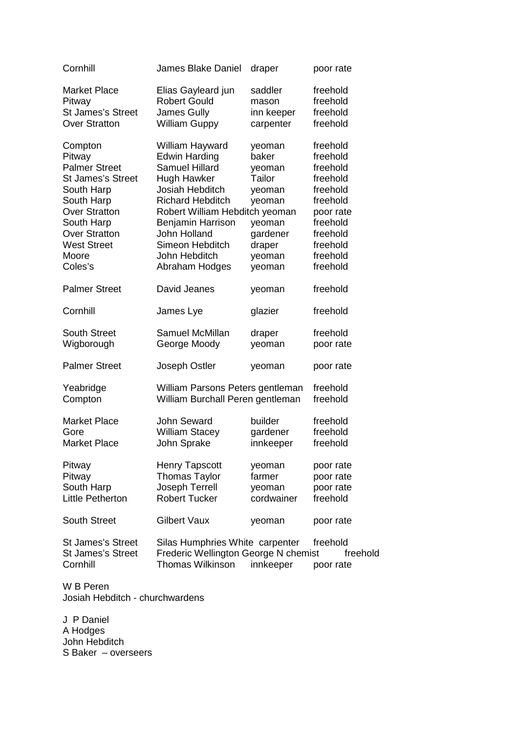| | | | |
|---|---|---|---|
| Cornhill | James Blake Daniel | draper | poor rate |
| | | | |
| Market Place | Elias Gayleard jun | saddler | freehold |
| Pitway | Robert Gould | mason | freehold |
| St James's Street | James Gully | inn keeper | freehold |
| Over Stratton | William Guppy | carpenter | freehold |
| | | | |
| Compton | William Hayward | yeoman | freehold |
| Pitway | Edwin Harding | baker | freehold |
| Palmer Street | Samuel Hillard | yeoman | freehold |
| St James's Street | Hugh Hawker | Tailor | freehold |
| South Harp | Josiah Hebditch | yeoman | freehold |
| South Harp | Richard Hebditch | yeoman | freehold |
| Over Stratton | Robert William Hebditch | yeoman | poor rate |
| South Harp | Benjamin Harrison | yeoman | freehold |
| Over Stratton | John Holland | gardener | freehold |
| West Street | Simeon Hebditch | draper | freehold |
| Moore | John Hebditch | yeoman | freehold |
| Coles's | Abraham Hodges | yeoman | freehold |
| | | | |
| Palmer Street | David Jeanes | yeoman | freehold |
| | | | |
| Cornhill | James Lye | glazier | freehold |
| | | | |
| South Street | Samuel McMillan | draper | freehold |
| Wigborough | George Moody | yeoman | poor rate |
| | | | |
| Palmer Street | Joseph Ostler | yeoman | poor rate |
| | | | |
| Yeabridge | William Parsons Peters | gentleman | freehold |
| Compton | William Burchall Peren | gentleman | freehold |
| | | | |
| Market Place | John Seward | builder | freehold |
| Gore | William Stacey | gardener | freehold |
| Market Place | John Sprake | innkeeper | freehold |
| | | | |
| Pitway | Henry Tapscott | yeoman | poor rate |
| Pitway | Thomas Taylor | farmer | poor rate |
| South Harp | Joseph Terrell | yeoman | poor rate |
| Little Petherton | Robert Tucker | cordwainer | freehold |
| | | | |
| South Street | Gilbert Vaux | yeoman | poor rate |
| | | | |
| St James's Street | Silas Humphries White | carpenter | freehold |
| St James's Street | Frederic Wellington George N | chemist | freehold |
| Cornhill | Thomas Wilkinson | innkeeper | poor rate |

W B Peren
Josiah Hebditch - churchwardens

J P Daniel
A Hodges
John Hebditch
S Baker – overseers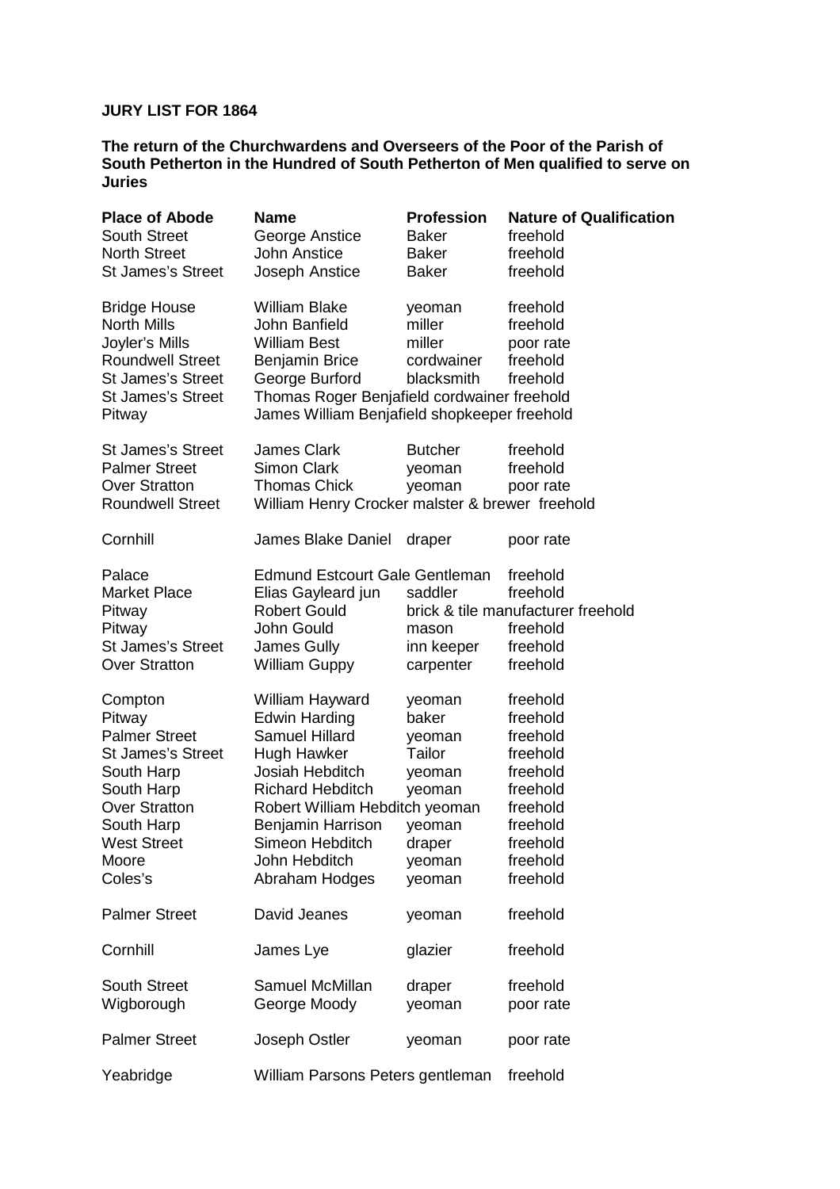**JURY LIST FOR 1864**

**The return of the Churchwardens and Overseers of the Poor of the Parish of South Petherton in the Hundred of South Petherton of Men qualified to serve on Juries**

| Place of Abode | Name | Profession | Nature of Qualification |
|---|---|---|---|
| South Street | George Anstice | Baker | freehold |
| North Street | John Anstice | Baker | freehold |
| St James's Street | Joseph Anstice | Baker | freehold |
| Bridge House | William Blake | yeoman | freehold |
| North Mills | John Banfield | miller | freehold |
| Joyler's Mills | William Best | miller | poor rate |
| Roundwell Street | Benjamin Brice | cordwainer | freehold |
| St James's Street | George Burford | blacksmith | freehold |
| St James's Street | Thomas Roger Benjafield | cordwainer | freehold |
| Pitway | James William Benjafield | shopkeeper | freehold |
| St James's Street | James Clark | Butcher | freehold |
| Palmer Street | Simon Clark | yeoman | freehold |
| Over Stratton | Thomas Chick | yeoman | poor rate |
| Roundwell Street | William Henry Crocker | malster & brewer | freehold |
| Cornhill | James Blake Daniel | draper | poor rate |
| Palace | Edmund Estcourt Gale | Gentleman | freehold |
| Market Place | Elias Gayleard jun | saddler | freehold |
| Pitway | Robert Gould | brick & tile manufacturer | freehold |
| Pitway | John Gould | mason | freehold |
| St James's Street | James Gully | inn keeper | freehold |
| Over Stratton | William Guppy | carpenter | freehold |
| Compton | William Hayward | yeoman | freehold |
| Pitway | Edwin Harding | baker | freehold |
| Palmer Street | Samuel Hillard | yeoman | freehold |
| St James's Street | Hugh Hawker | Tailor | freehold |
| South Harp | Josiah Hebditch | yeoman | freehold |
| South Harp | Richard Hebditch | yeoman | freehold |
| Over Stratton | Robert William Hebditch | yeoman | freehold |
| South Harp | Benjamin Harrison | yeoman | freehold |
| West Street | Simeon Hebditch | draper | freehold |
| Moore | John Hebditch | yeoman | freehold |
| Coles's | Abraham Hodges | yeoman | freehold |
| Palmer Street | David Jeanes | yeoman | freehold |
| Cornhill | James Lye | glazier | freehold |
| South Street | Samuel McMillan | draper | freehold |
| Wigborough | George Moody | yeoman | poor rate |
| Palmer Street | Joseph Ostler | yeoman | poor rate |
| Yeabridge | William Parsons Peters | gentleman | freehold |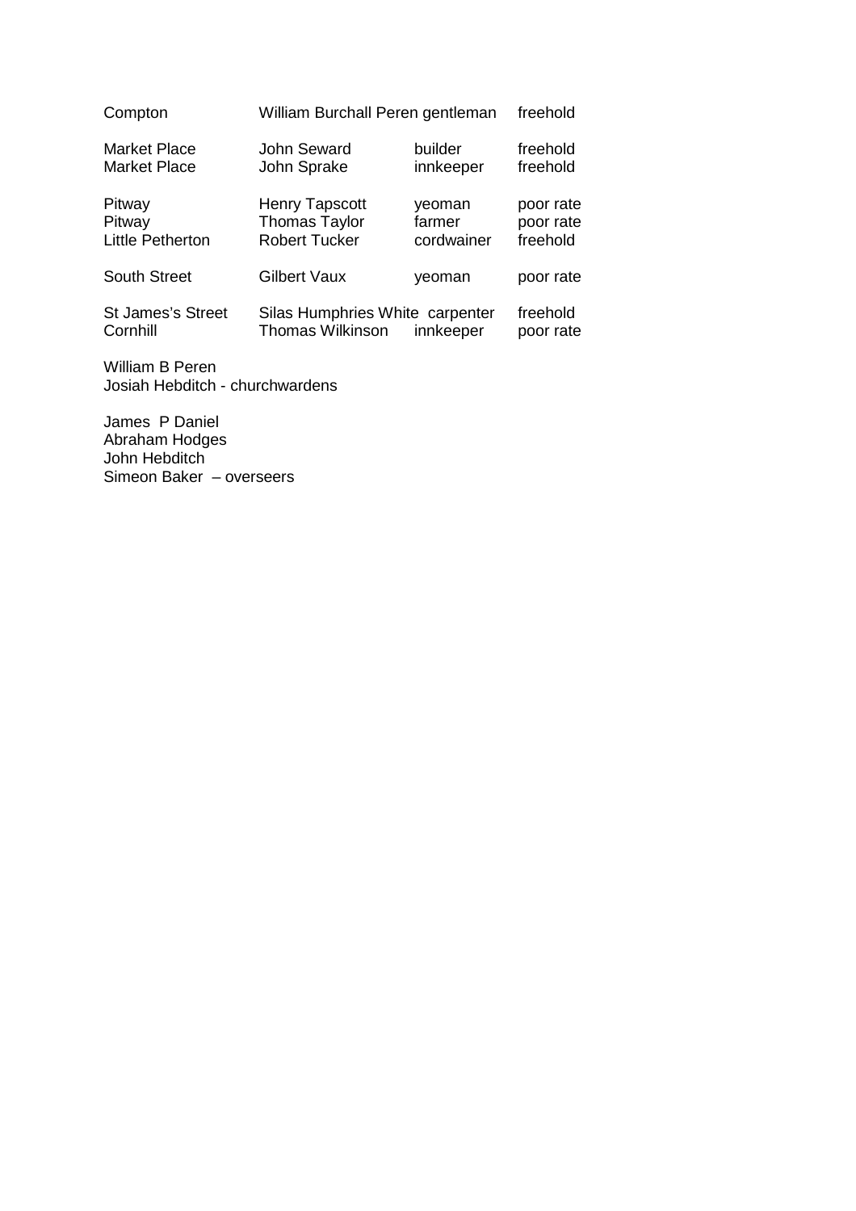| | | | |
|---|---|---|---|
| Compton | William Burchall Peren | gentleman | freehold |
| Market Place | John Seward | builder | freehold |
| Market Place | John Sprake | innkeeper | freehold |
| Pitway | Henry Tapscott | yeoman | poor rate |
| Pitway | Thomas Taylor | farmer | poor rate |
| Little Petherton | Robert Tucker | cordwainer | freehold |
| South Street | Gilbert Vaux | yeoman | poor rate |
| St James's Street | Silas Humphries White | carpenter | freehold |
| Cornhill | Thomas Wilkinson | innkeeper | poor rate |

William B Peren
Josiah Hebditch - churchwardens

James P Daniel
Abraham Hodges
John Hebditch
Simeon Baker – overseers